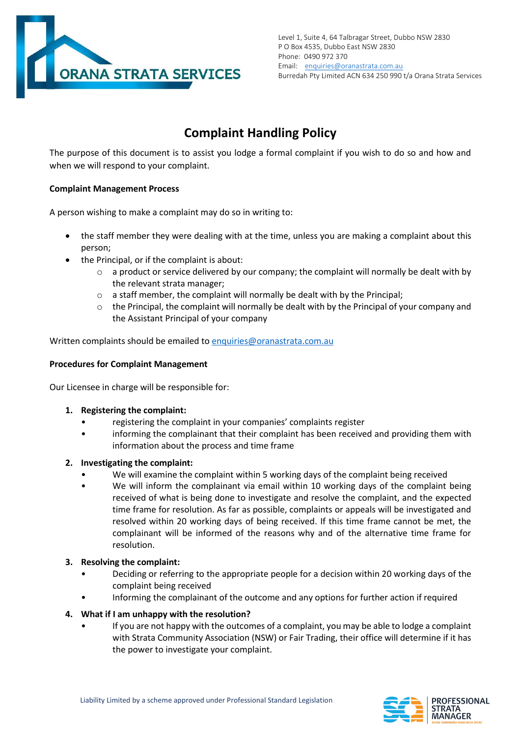ORANA STRATA SERVICES

Level 1, Suite 4, 64 Talbragar Street, Dubbo NSW 2830
P O Box 4535, Dubbo East NSW 2830
Phone: 0490 972 370
Email: enquiries@oranastrata.com.au
Burredah Pty Limited ACN 634 250 990 t/a Orana Strata Services

# Complaint Handling Policy

The purpose of this document is to assist you lodge a formal complaint if you wish to do so and how and when we will respond to your complaint.

**Complaint Management Process**

A person wishing to make a complaint may do so in writing to:

- the staff member they were dealing with at the time, unless you are making a complaint about this person;
- the Principal, or if the complaint is about:
    - a product or service delivered by our company; the complaint will normally be dealt with by the relevant strata manager;
    - a staff member, the complaint will normally be dealt with by the Principal;
    - the Principal, the complaint will normally be dealt with by the Principal of your company and the Assistant Principal of your company

Written complaints should be emailed to enquiries@oranastrata.com.au

**Procedures for Complaint Management**

Our Licensee in charge will be responsible for:

1. **Registering the complaint:**
    - registering the complaint in your companies' complaints register
    - informing the complainant that their complaint has been received and providing them with information about the process and time frame
2. **Investigating the complaint:**
    - We will examine the complaint within 5 working days of the complaint being received
    - We will inform the complainant via email within 10 working days of the complaint being received of what is being done to investigate and resolve the complaint, and the expected time frame for resolution. As far as possible, complaints or appeals will be investigated and resolved within 20 working days of being received. If this time frame cannot be met, the complainant will be informed of the reasons why and of the alternative time frame for resolution.
3. **Resolving the complaint:**
    - Deciding or referring to the appropriate people for a decision within 20 working days of the complaint being received
    - Informing the complainant of the outcome and any options for further action if required
4. **What if I am unhappy with the resolution?**
    - If you are not happy with the outcomes of a complaint, you may be able to lodge a complaint with Strata Community Association (NSW) or Fair Trading, their office will determine if it has the power to investigate your complaint.

Liability Limited by a scheme approved under Professional Standard Legislation

PROFESSIONAL STRATA MANAGER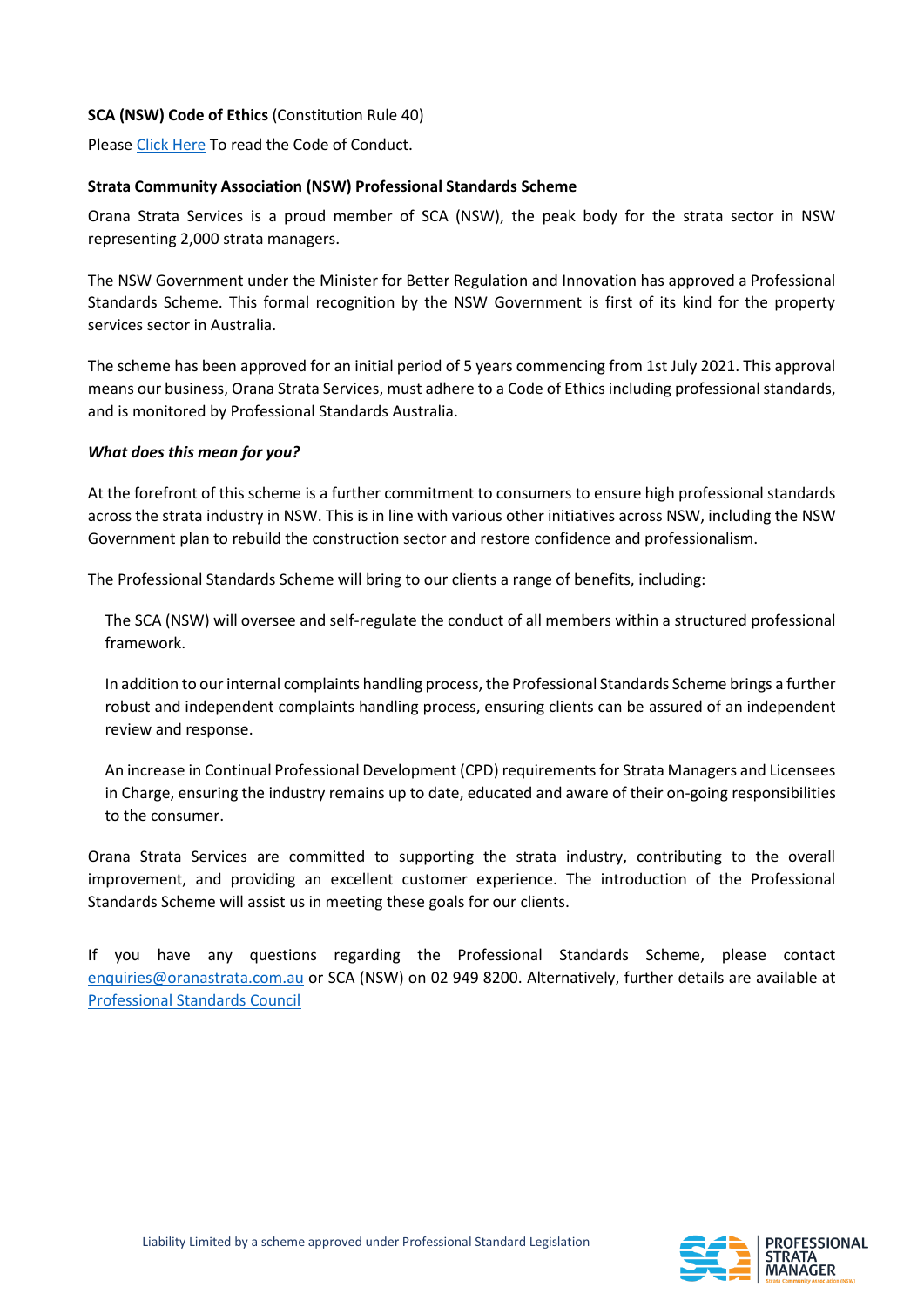**SCA (NSW) Code of Ethics** (Constitution Rule 40)

Please [Click Here](#) To read the Code of Conduct.

**Strata Community Association (NSW) Professional Standards Scheme**

Orana Strata Services is a proud member of SCA (NSW), the peak body for the strata sector in NSW representing 2,000 strata managers.

The NSW Government under the Minister for Better Regulation and Innovation has approved a Professional Standards Scheme. This formal recognition by the NSW Government is first of its kind for the property services sector in Australia.

The scheme has been approved for an initial period of 5 years commencing from 1st July 2021. This approval means our business, Orana Strata Services, must adhere to a Code of Ethics including professional standards, and is monitored by Professional Standards Australia.

***What does this mean for you?***

At the forefront of this scheme is a further commitment to consumers to ensure high professional standards across the strata industry in NSW. This is in line with various other initiatives across NSW, including the NSW Government plan to rebuild the construction sector and restore confidence and professionalism.

The Professional Standards Scheme will bring to our clients a range of benefits, including:

The SCA (NSW) will oversee and self-regulate the conduct of all members within a structured professional framework.

In addition to our internal complaints handling process, the Professional Standards Scheme brings a further robust and independent complaints handling process, ensuring clients can be assured of an independent review and response.

An increase in Continual Professional Development (CPD) requirements for Strata Managers and Licensees in Charge, ensuring the industry remains up to date, educated and aware of their on-going responsibilities to the consumer.

Orana Strata Services are committed to supporting the strata industry, contributing to the overall improvement, and providing an excellent customer experience. The introduction of the Professional Standards Scheme will assist us in meeting these goals for our clients.

If you have any questions regarding the Professional Standards Scheme, please contact [enquiries@oranastrata.com.au](mailto:enquiries@oranastrata.com.au) or SCA (NSW) on 02 949 8200. Alternatively, further details are available at [Professional Standards Council](#)

Liability Limited by a scheme approved under Professional Standard Legislation

PROFESSIONAL STRATA MANAGER
Strata Community Association (NSW)